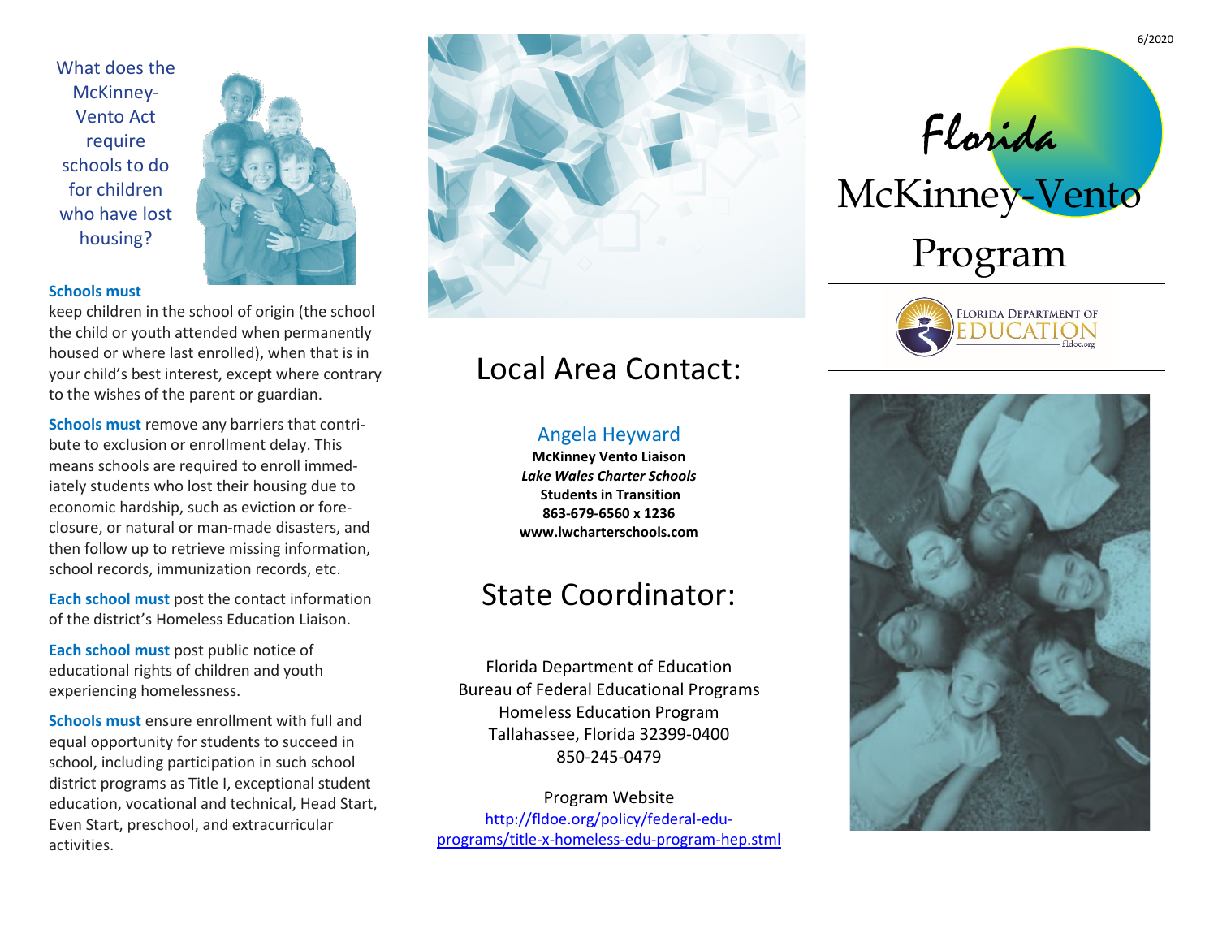## What does the McKinney-Vento Act require schools to do for children who have lost housing?

**Schools must** keep children in the school of origin (the school the child or youth attended when permanently housed or where last enrolled), when that is in your child's best interest, except where contrary to the wishes of the parent or guardian.

**Schools must** remove any barriers that contribute to exclusion or enrollment delay. This means schools are required to enroll immediately students who lost their housing due to economic hardship, such as eviction or foreclosure, or natural or man-made disasters, and then follow up to retrieve missing information, school records, immunization records, etc.

**Each school must** post the contact information of the district's Homeless Education Liaison.

**Each school must** post public notice of educational rights of children and youth experiencing homelessness.

**Schools must** ensure enrollment with full and equal opportunity for students to succeed in school, including participation in such school district programs as Title I, exceptional student education, vocational and technical, Head Start, Even Start, preschool, and extracurricular activities.

# Local Area Contact:

Angela Heyward
**McKinney Vento Liaison**
***Lake Wales Charter Schools***
**Students in Transition**
**863-679-6560 x 1236**
**www.lwcharterschools.com**

# State Coordinator:

Florida Department of Education
Bureau of Federal Educational Programs
Homeless Education Program
Tallahassee, Florida 32399-0400
850-245-0479

Program Website
http://fldoe.org/policy/federal-edu-programs/title-x-homeless-edu-program-hep.stml

6/2020

# Florida McKinney-Vento Program

Florida Department of Education
fldoe.org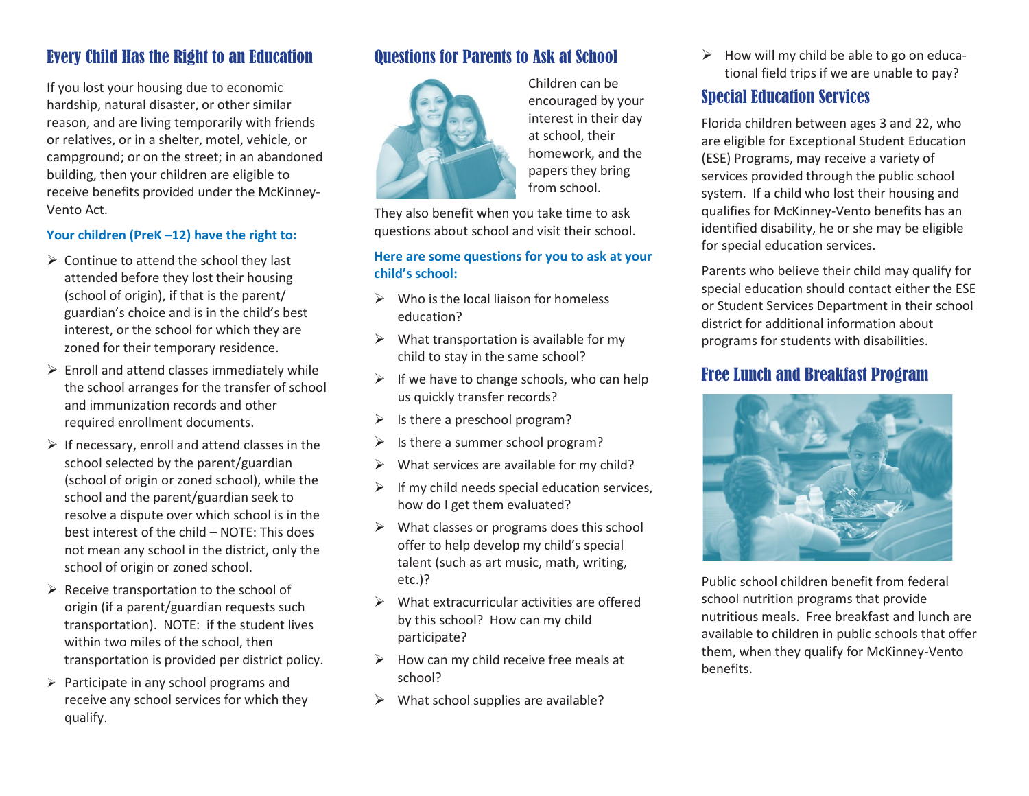## Every Child Has the Right to an Education

If you lost your housing due to economic hardship, natural disaster, or other similar reason, and are living temporarily with friends or relatives, or in a shelter, motel, vehicle, or campground; or on the street; in an abandoned building, then your children are eligible to receive benefits provided under the McKinney-Vento Act.

**Your children (PreK –12) have the right to:**

- Continue to attend the school they last attended before they lost their housing (school of origin), if that is the parent/ guardian's choice and is in the child's best interest, or the school for which they are zoned for their temporary residence.
- Enroll and attend classes immediately while the school arranges for the transfer of school and immunization records and other required enrollment documents.
- If necessary, enroll and attend classes in the school selected by the parent/guardian (school of origin or zoned school), while the school and the parent/guardian seek to resolve a dispute over which school is in the best interest of the child – NOTE: This does not mean any school in the district, only the school of origin or zoned school.
- Receive transportation to the school of origin (if a parent/guardian requests such transportation). NOTE: if the student lives within two miles of the school, then transportation is provided per district policy.
- Participate in any school programs and receive any school services for which they qualify.

## Questions for Parents to Ask at School

Children can be encouraged by your interest in their day at school, their homework, and the papers they bring from school.

They also benefit when you take time to ask questions about school and visit their school.

**Here are some questions for you to ask at your child's school:**

- Who is the local liaison for homeless education?
- What transportation is available for my child to stay in the same school?
- If we have to change schools, who can help us quickly transfer records?
- Is there a preschool program?
- Is there a summer school program?
- What services are available for my child?
- If my child needs special education services, how do I get them evaluated?
- What classes or programs does this school offer to help develop my child's special talent (such as art music, math, writing, etc.)?
- What extracurricular activities are offered by this school? How can my child participate?
- How can my child receive free meals at school?
- What school supplies are available?
- How will my child be able to go on educational field trips if we are unable to pay?

## Special Education Services

Florida children between ages 3 and 22, who are eligible for Exceptional Student Education (ESE) Programs, may receive a variety of services provided through the public school system. If a child who lost their housing and qualifies for McKinney-Vento benefits has an identified disability, he or she may be eligible for special education services.

Parents who believe their child may qualify for special education should contact either the ESE or Student Services Department in their school district for additional information about programs for students with disabilities.

## Free Lunch and Breakfast Program

Public school children benefit from federal school nutrition programs that provide nutritious meals. Free breakfast and lunch are available to children in public schools that offer them, when they qualify for McKinney-Vento benefits.